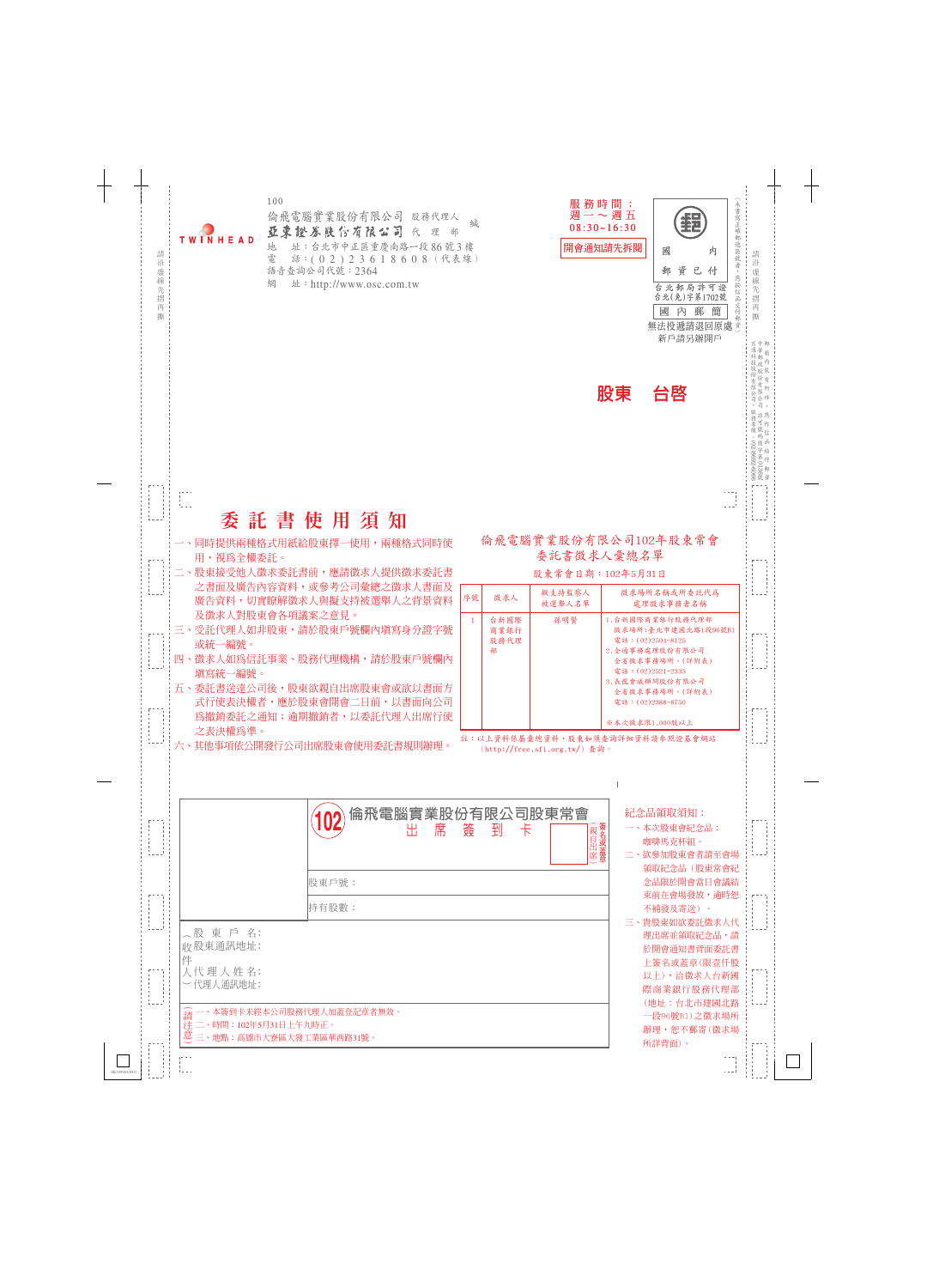100

倫飛電腦實業股份有限公司 股務代理人 緘
亞東證券股份有限公司 代 理 部

地 址：台北市中正區重慶南路一段86號3樓
電 話：(02)23618608（代表線）
語音查詢公司代號：2364
網 址：http://www.osc.com.tw

TWINHEAD

服務時間：週一～週五 08:30~16:30

開會通知請先拆閱

國內 郵資已付
台北郵局許可證 台北(免)字第1702號
國內郵簡

無法投遞請退回原處
新戶請另辦開戶

股東 台啓

# 委託書使用須知

一、同時提供兩種格式用紙給股東擇一使用，兩種格式同時使用，視為全權委託。
二、股東接受他人徵求委託書前，應請徵求人提供徵求委託書之書面及廣告內容資料，或參考公司彙總之徵求人書面及廣告資料，切實瞭解徵求人與擬支持被選舉人之背景資料及徵求人對股東會各項議案之意見。
三、受託代理人如非股東，請於股東戶號欄內填寫身分證字號或統一編號。
四、徵求人如為信託事業、股務代理機構，請於股東戶號欄內填寫統一編號。
五、委託書送達公司後，股東欲親自出席股東會或欲以書面方式行使表決權者，應於股東會開會二日前，以書面向公司為撤銷委託之通知；逾期撤銷者，以委託代理人出席行使之表決權為準。
六、其他事項依公開發行公司出席股東會使用委託書規則辦理。

## 倫飛電腦實業股份有限公司102年股東常會 委託書徵求人彙總名單

股東常會日期：102年5月31日

| 序號 | 徵求人 | 擬支持監察人被選舉人名單 | 徵求場所名稱或所委託代為處理徵求事務者名稱 |
|---|---|---|---|
| 1 | 台新國際商業銀行股務代理部 | 孫明賢 | 1.台新國際商業銀行股務代理部 徵求場所：臺北市建國北路1段96號B1 電話：(02)2504-8125<br>2.全通事務處理股份有限公司 全省徵求事務場所。(詳附表) 電話：(02)2521-2335<br>3.長鴻會議顧問股份有限公司 全省徵求事務場所。(詳附表) 電話：(02)2388-8750<br>※本次徵求限1,000股以上 |

註：以上資料係彙總資料，股東如須查詢詳細資料請參照證基會網站(http://free.sfi.org.tw/)查詢。

## 102 倫飛電腦實業股份有限公司股東常會 出席簽到卡

（親自出席）簽名或蓋章

股東戶號：

持有股數：

（收件人）
股東戶名：
股東通訊地址：
代理人姓名：
代理人通訊地址：

（請注意）
一、本簽到卡未經本公司股務代理人加蓋登記章者無效。
二、時間：102年5月31日上午九時正。
三、地點：高雄市大寮區大發工業區華西路31號。

紀念品領取須知：
一、本次股東會紀念品：咖啡馬克杯組。
二、欲參加股東會者請至會場領取紀念品（股東常會紀念品限於開會當日會議結束前在會場發放，逾時恕不補發及寄送）。
三、貴股東如欲委託徵求人代理出席並領取紀念品，請於開會通知書背面委託書上簽名或蓋章(限壹仟股以上)，洽徵求人台新國際商業銀行股務代理部(地址：台北市建國北路一段96號B1)之徵求場所辦理，恕不郵寄(徵求場所詳背面)。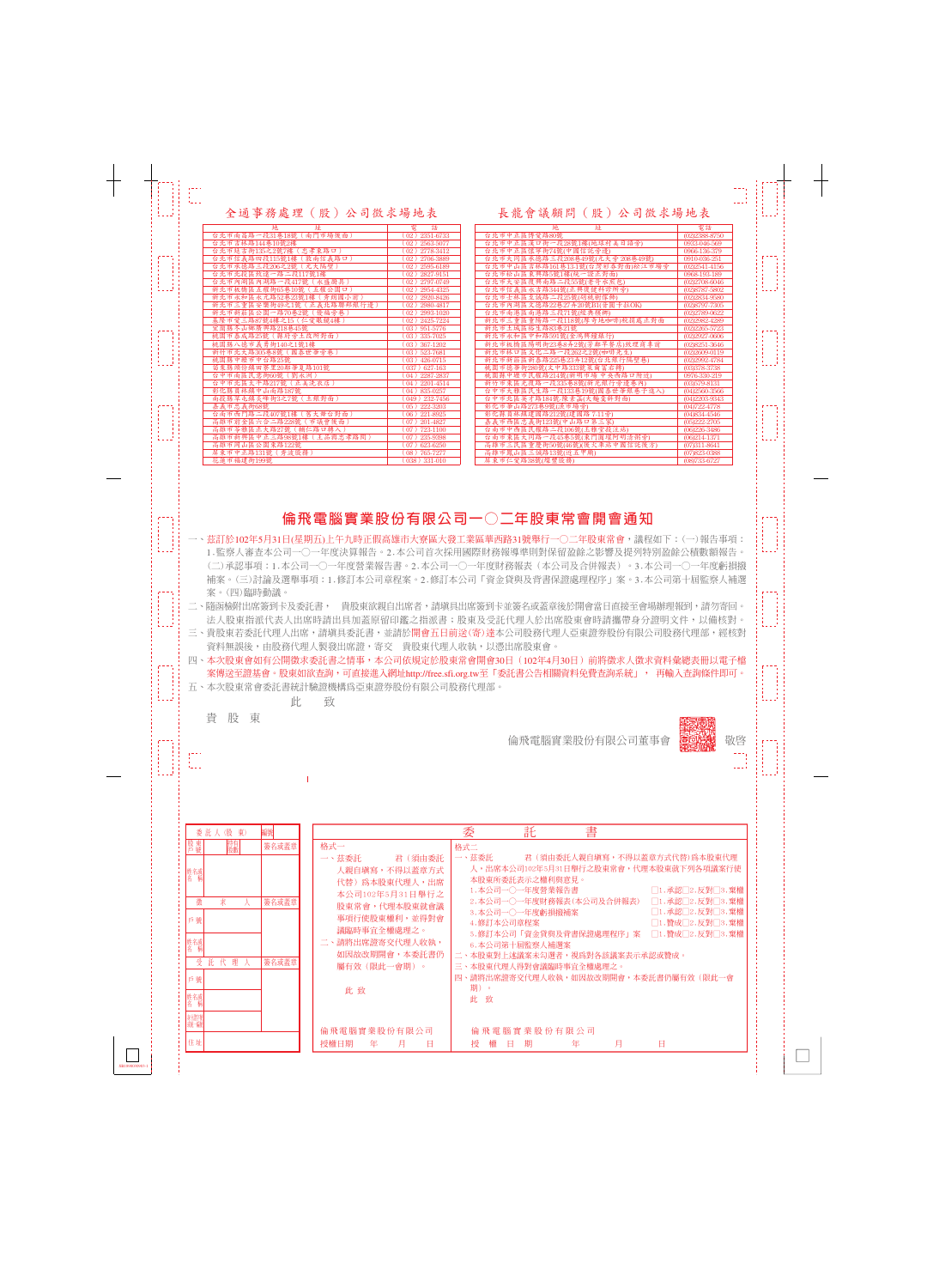## 全通事務處理（股）公司徵求場地表

| 地址 | 電話 |
| --- | --- |
| 台北市南昌路一段31巷18號（南門市場後面） | （02）2351-6733 |
| 台北市吉林路144巷10號2樓 | （02）2563-5077 |
| 台北市延吉街135之2號7樓（忠孝東路口） | （02）2778-3412 |
| 台北市信義路四段115號1樓（敦南信義路口） | （02）2706-3889 |
| 台北市承德路三段206之2號（大大同學） | （02）2595-6189 |
| 台北市北投區致遠一路二段117號1樓 | （02）2827-9151 |
| 台北市內湖區內湖路一段417號（永進國島） | （02）2797-0749 |
| 新北市板橋區五權街65巷10號（五權公園口） | （02）2954-4325 |
| 新北市永和區永元路52巷23號1樓（秀朗國小旁） | （02）2920-8426 |
| 新北市三重區安慶街46之1號（正義北路聯邦銀行邊） | （02）2980-4817 |
| 新北市新莊區公園一路70巷2號（後福市場） | （02）2993-1020 |
| 基隆市愛三路87號4樓之15（仁愛服務4樓） | （02）2425-7224 |
| 宜蘭縣冬山鄉廣興路218巷45號 | （03）951-5776 |
| 桃園市春成路25號（錢潮帝王民宿對面） | （03）335-7625 |
| 桃園縣八德市義勇街140之1號1樓 | （03）367-1202 |
| 新竹市北大路300巷8號（國泰世華帝某） | （03）523-7681 |
| 桃園縣中壢市中台路25號 | （03）426-0715 |
| 苗栗縣頭份鎮田寮里20鄰寧夏路101號 | （037）627-163 |
| 台中市南區民意街60號（郭水四） | （04）2287-2837 |
| 台中市北區大中路217號（正英流表店） | （04）2201-4514 |
| 彰化縣員林鎮中山南路187號 | （04）835-0257 |
| 南投縣草屯鎮玉峰街8之7號（玉峰市場） | （049）232-7456 |
| 嘉義市忠義街68號 | （05）222-3203 |
| 台南市西門路二段407號1樓（雪大學分對面） | （06）221-8925 |
| 高雄市前金區自立二路228號（中坡市南邊） | （07）261-4827 |
| 高雄市苓雅區正大路27號（錢仁路市轉入） | （07）723-1100 |
| 高雄市前鎮區中正三路98號1樓（正南興忠孝路間） | （07）235-8398 |
| 高雄市岡山區公園東路122號 | （07）623-6250 |
| 屏東市忠孝路131號（香波花園） | （08）765-7277 |
| 花蓮市福建街199號 | （038）331-010 |

## 長龍會議顧問（股）公司徵求場地表

| 地址 | 電話 |
| --- | --- |
| 台北市中正區博愛路80號 | (02)2388-8750 |
| 台北市中正區濱口街一段28號1樓(地球村美日語學) | 0933-046-569 |
| 台北市中正區羅斯福路74號(中國信託旁邊) | 0966-130-379 |
| 台北市大同區承德路三段208巷49號(大大夯208巷49號) | 0910-036-251 |
| 台北市中山區吉林路161巷13-1號(台灣彩券對面)松江市場旁 | (02)2541-4156 |
| 台北市松山區東興路5號1樓(統一證券對面) | 0968-193-189 |
| 台北市大安區復興南路二段35號(老爺冰美包) | (02)2708-6046 |
| 台北市信義區永吉路344號(正興資料打印所) | (02)8787-3802 |
| 台北市士林區文林路二段25號(德誠樹棒棒) | (02)2834-9580 |
| 台北市內湖區文德路22巷27弄20號B1(會園卡拉OK) | (02)8797-7305 |
| 台北市南港區南港路三段71號(晶典棧棧) | (02)2789-0622 |
| 新北市三重區重陽路一段118號(厚奇地咖啡)統領道正對面 | (02)2982-4289 |
| 新北市土城區裕生路83巷21號 | (02)2265-5723 |
| 新北市永和區中和路395號(全馬餐鐵旅行) | (02)2927-0606 |
| 新北市板橋區縣明街23巷8弄2號(齊群事務所)板深專事前 | (02)8251-3646 |
| 新北市林口區文化三路一段202之2號(咖啡先生) | (02)2609-0119 |
| 新北市新莊區新泰路225巷23弄12號(台北銀行隔壁巷) | (02)2992-4784 |
| 桃園市桃園區中坡市區後路280號(大中路333號東南當石精) | (03)378-3758 |
| 桃園縣中壢市民權路214號(新明市場 中央西路口附近) | 0976-330-219 |
| 新竹市東區光復路一段335巷8號(新光銀行學盧專西) | (03)579-8131 |
| 台中市大雅區民生路一段133巷19號(國泰世華銀巷子進入) | (04)2560-3566 |
| 台中市北區北平路184號(陳素晶(大騎發新對面)) | (04)2203-9543 |
| 彰化市泰山路275巷9號(漢華書局) | (04)722-4778 |
| 彰化縣員林鎮建國路212號(建國路7-11旁) | (04)834-4546 |
| 嘉義市西區忠義街123號(中山路口第三家) | (05)222-2705 |
| 台南市中西區民權路一段106號(玉樹堂茂花茲) | (06)226-3486 |
| 台南市東區大同路一段45巷5號(東門國璞阿明活海苔) | (06)214-1371 |
| 高雄市三民區重慶街50號(46號)(民天車站中興區仙泉旁) | (07)311-8641 |
| 高雄市鳳山區三民路13號(近五甲廟) | (07)623-0388 |
| 屏東市仁愛路38號(權聖機構) | (08)733-6727 |

# 倫飛電腦實業股份有限公司一〇二年股東常會開會通知

一、茲訂於102年5月31日(星期五)上午九時正假高雄市大寮區大發工業區華西路31號舉行一〇二年股東常會，議程如下：(一)報告事項：1.監察人審查本公司一〇一年度決算報告。2.本公司首次採用國際財務報導準則對保留盈餘之影響及提列特別盈餘公積數額報告。(二)承認事項：1.本公司一〇一年度營業報告書。2.本公司一〇一年度財務報表（本公司及合併報表）。3.本公司一〇一年度虧損撥補案。(三)討論及選舉事項：1.修訂本公司章程案。2.修訂本公司「資金貸與及背書保證處理程序」案。3.本公司第十屆監察人補選案。(四)臨時動議。

二、隨函檢附出席簽到卡及委託書，　貴股東欲親自出席者，請填具出席簽到卡並簽名或蓋章後於開會當日直接至會場辦理報到，請勿寄回。法人股東指派代表人出席時請出具加蓋原留印鑑之指派書；股東及受託代理人於出席股東會時請攜帶身分證明文件，以備核對。

三、貴股東若委託代理人出席，請填具委託書，並請於開會五日前送(寄)達本公司股務代理人亞東證券股份有限公司股務代理部，經核對資料無誤後，由股務代理人製發出席證，寄交　貴股東代理人收執，以憑出席股東會。

四、本次股東會如有公開徵求委託書之情事，本公司依規定於股東常會開會30日（102年4月30日）前將徵求人徵求資料彙總表冊以電子檔案傳送至證基會。股東如欲查詢，可直接連上網址http://free.sfi.org.tw至「委託書公告相關資料免費查詢系統」，再輸入查詢條件即可。

五、本次股東常會委託書統計驗證機構為亞東證券股份有限公司股務代理部。

此　致

貴　股　東

倫飛電腦實業股份有限公司董事會　敬啓

| 委託人（股東） | | 編號 | |
| --- | --- | --- | --- |
| 股東戶號 | | 持有股數 | 簽名或蓋章 |
| 姓名或名稱 | | | |
| 徵求人 | | | 簽名或蓋章 |
| 戶號 | | | |
| 姓名或名稱 | | | |
| 受託代理人 | | | 簽名或蓋章 |
| 戶號 | | | |
| 姓名或名稱 | | | |
| 身分證字號或統一編號 | | | |
| 住址 | | | |

## 委　　託　　書

**格式一**

一、茲委託　　　君（須由委託人親自填寫，不得以蓋章方式代替）為本股東代理人，出席本公司102年5月31日舉行之股東常會，代理本股東就會議事項行使股東權利，並得對會議臨時事宜全權處理之。

二、請將出席證寄交代理人收執，如因故改期開會，本委託書仍屬有效（限此一會期）。

此　致

倫飛電腦實業股份有限公司

授權日期　　年　　月　　日

**格式二**

一、茲委託　　　君（須由委託人親自填寫，不得以蓋章方式代替）為本股東代理人，出席本公司102年5月31日舉行之股東常會，代理本股東就下列各項議案行使本股東所委託表示之權利與意見。

1.本公司一〇一年度營業報告書　□1.承認□2.反對□3.棄權
2.本公司一〇一年度財務報表(本公司及合併報表)　□1.承認□2.反對□3.棄權
3.本公司一〇一年度虧損撥補案　□1.承認□2.反對□3.棄權
4.修訂本公司章程案　□1.贊成□2.反對□3.棄權
5.修訂本公司「資金貸與及背書保證處理程序」案　□1.贊成□2.反對□3.棄權
6.本公司第十屆監察人補選案

二、本股東對上述議案未勾選者，視爲對各該議案表示承認或贊成。

三、本股東代理人得對會議臨時事宜全權處理之。

四、請將出席證寄交代理人收執，如因故改期開會，本委託書仍屬有效（限此一會期）。

此　致

倫飛電腦實業股份有限公司

授　權　日　期　　　年　　　月　　　日